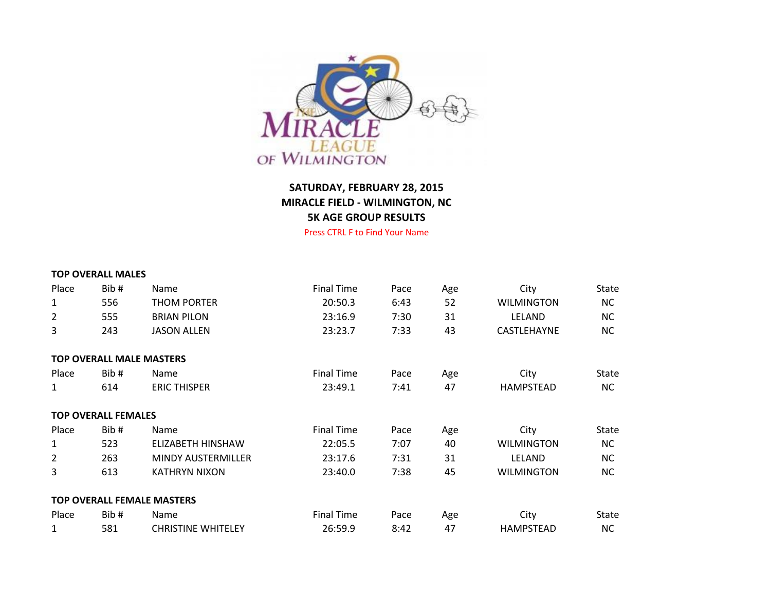**SATURDAY, FEBRUARY 28, 2015**
**MIRACLE FIELD - WILMINGTON, NC**
**5K AGE GROUP RESULTS**

Press CTRL F to Find Your Name

**TOP OVERALL MALES**

| Place | Bib # | Name | Final Time | Pace | Age | City | State |
|---|---|---|---|---|---|---|---|
| 1 | 556 | THOM PORTER | 20:50.3 | 6:43 | 52 | WILMINGTON | NC |
| 2 | 555 | BRIAN PILON | 23:16.9 | 7:30 | 31 | LELAND | NC |
| 3 | 243 | JASON ALLEN | 23:23.7 | 7:33 | 43 | CASTLEHAYNE | NC |

**TOP OVERALL MALE MASTERS**

| Place | Bib # | Name | Final Time | Pace | Age | City | State |
|---|---|---|---|---|---|---|---|
| 1 | 614 | ERIC THISPER | 23:49.1 | 7:41 | 47 | HAMPSTEAD | NC |

**TOP OVERALL FEMALES**

| Place | Bib # | Name | Final Time | Pace | Age | City | State |
|---|---|---|---|---|---|---|---|
| 1 | 523 | ELIZABETH HINSHAW | 22:05.5 | 7:07 | 40 | WILMINGTON | NC |
| 2 | 263 | MINDY AUSTERMILLER | 23:17.6 | 7:31 | 31 | LELAND | NC |
| 3 | 613 | KATHRYN NIXON | 23:40.0 | 7:38 | 45 | WILMINGTON | NC |

**TOP OVERALL FEMALE MASTERS**

| Place | Bib # | Name | Final Time | Pace | Age | City | State |
|---|---|---|---|---|---|---|---|
| 1 | 581 | CHRISTINE WHITELEY | 26:59.9 | 8:42 | 47 | HAMPSTEAD | NC |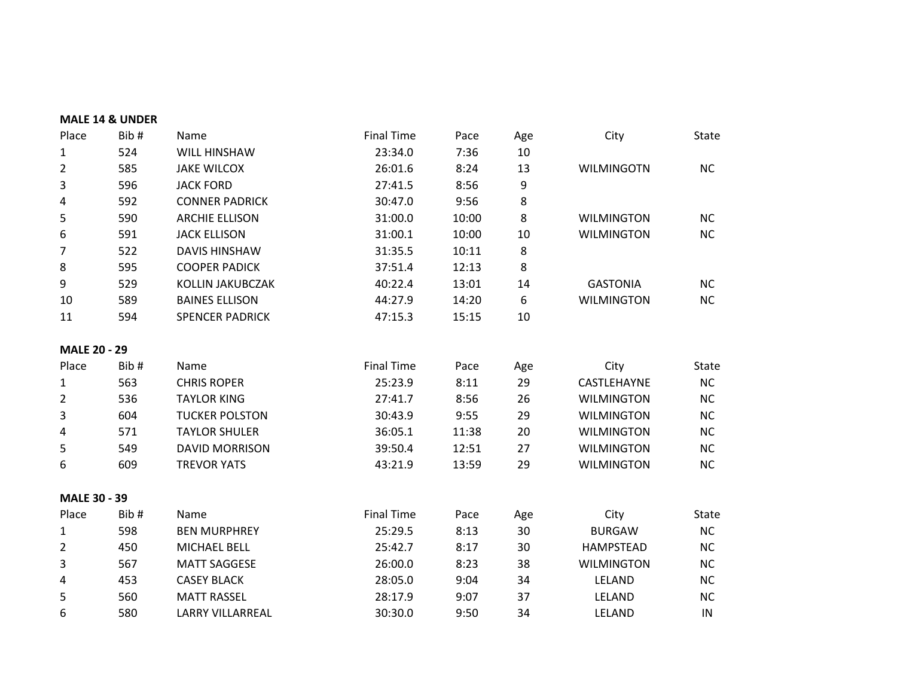**MALE 14 & UNDER**

| Place | Bib # | Name | Final Time | Pace | Age | City | State |
|---|---|---|---|---|---|---|---|
| 1 | 524 | WILL HINSHAW | 23:34.0 | 7:36 | 10 | | |
| 2 | 585 | JAKE WILCOX | 26:01.6 | 8:24 | 13 | WILMINGOTN | NC |
| 3 | 596 | JACK FORD | 27:41.5 | 8:56 | 9 | | |
| 4 | 592 | CONNER PADRICK | 30:47.0 | 9:56 | 8 | | |
| 5 | 590 | ARCHIE ELLISON | 31:00.0 | 10:00 | 8 | WILMINGTON | NC |
| 6 | 591 | JACK ELLISON | 31:00.1 | 10:00 | 10 | WILMINGTON | NC |
| 7 | 522 | DAVIS HINSHAW | 31:35.5 | 10:11 | 8 | | |
| 8 | 595 | COOPER PADICK | 37:51.4 | 12:13 | 8 | | |
| 9 | 529 | KOLLIN JAKUBCZAK | 40:22.4 | 13:01 | 14 | GASTONIA | NC |
| 10 | 589 | BAINES ELLISON | 44:27.9 | 14:20 | 6 | WILMINGTON | NC |
| 11 | 594 | SPENCER PADRICK | 47:15.3 | 15:15 | 10 | | |

**MALE 20 - 29**

| Place | Bib # | Name | Final Time | Pace | Age | City | State |
|---|---|---|---|---|---|---|---|
| 1 | 563 | CHRIS ROPER | 25:23.9 | 8:11 | 29 | CASTLEHAYNE | NC |
| 2 | 536 | TAYLOR KING | 27:41.7 | 8:56 | 26 | WILMINGTON | NC |
| 3 | 604 | TUCKER POLSTON | 30:43.9 | 9:55 | 29 | WILMINGTON | NC |
| 4 | 571 | TAYLOR SHULER | 36:05.1 | 11:38 | 20 | WILMINGTON | NC |
| 5 | 549 | DAVID MORRISON | 39:50.4 | 12:51 | 27 | WILMINGTON | NC |
| 6 | 609 | TREVOR YATS | 43:21.9 | 13:59 | 29 | WILMINGTON | NC |

**MALE 30 - 39**

| Place | Bib # | Name | Final Time | Pace | Age | City | State |
|---|---|---|---|---|---|---|---|
| 1 | 598 | BEN MURPHREY | 25:29.5 | 8:13 | 30 | BURGAW | NC |
| 2 | 450 | MICHAEL BELL | 25:42.7 | 8:17 | 30 | HAMPSTEAD | NC |
| 3 | 567 | MATT SAGGESE | 26:00.0 | 8:23 | 38 | WILMINGTON | NC |
| 4 | 453 | CASEY BLACK | 28:05.0 | 9:04 | 34 | LELAND | NC |
| 5 | 560 | MATT RASSEL | 28:17.9 | 9:07 | 37 | LELAND | NC |
| 6 | 580 | LARRY VILLARREAL | 30:30.0 | 9:50 | 34 | LELAND | IN |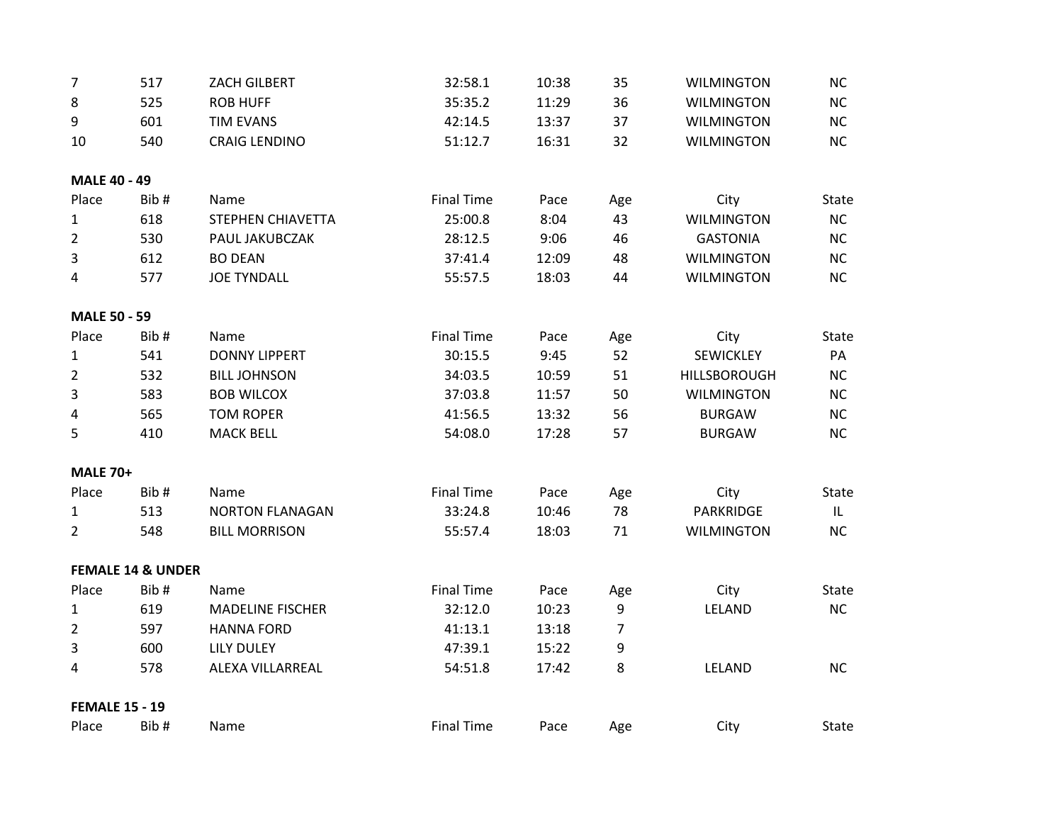| Place | Bib # | Name | Final Time | Pace | Age | City | State |
|---|---|---|---|---|---|---|---|
| 7 | 517 | ZACH GILBERT | 32:58.1 | 10:38 | 35 | WILMINGTON | NC |
| 8 | 525 | ROB HUFF | 35:35.2 | 11:29 | 36 | WILMINGTON | NC |
| 9 | 601 | TIM EVANS | 42:14.5 | 13:37 | 37 | WILMINGTON | NC |
| 10 | 540 | CRAIG LENDINO | 51:12.7 | 16:31 | 32 | WILMINGTON | NC |

**MALE 40 - 49**

| Place | Bib # | Name | Final Time | Pace | Age | City | State |
|---|---|---|---|---|---|---|---|
| 1 | 618 | STEPHEN CHIAVETTA | 25:00.8 | 8:04 | 43 | WILMINGTON | NC |
| 2 | 530 | PAUL JAKUBCZAK | 28:12.5 | 9:06 | 46 | GASTONIA | NC |
| 3 | 612 | BO DEAN | 37:41.4 | 12:09 | 48 | WILMINGTON | NC |
| 4 | 577 | JOE TYNDALL | 55:57.5 | 18:03 | 44 | WILMINGTON | NC |

**MALE 50 - 59**

| Place | Bib # | Name | Final Time | Pace | Age | City | State |
|---|---|---|---|---|---|---|---|
| 1 | 541 | DONNY LIPPERT | 30:15.5 | 9:45 | 52 | SEWICKLEY | PA |
| 2 | 532 | BILL JOHNSON | 34:03.5 | 10:59 | 51 | HILLSBOROUGH | NC |
| 3 | 583 | BOB WILCOX | 37:03.8 | 11:57 | 50 | WILMINGTON | NC |
| 4 | 565 | TOM ROPER | 41:56.5 | 13:32 | 56 | BURGAW | NC |
| 5 | 410 | MACK BELL | 54:08.0 | 17:28 | 57 | BURGAW | NC |

**MALE 70+**

| Place | Bib # | Name | Final Time | Pace | Age | City | State |
|---|---|---|---|---|---|---|---|
| 1 | 513 | NORTON FLANAGAN | 33:24.8 | 10:46 | 78 | PARKRIDGE | IL |
| 2 | 548 | BILL MORRISON | 55:57.4 | 18:03 | 71 | WILMINGTON | NC |

**FEMALE 14 & UNDER**

| Place | Bib # | Name | Final Time | Pace | Age | City | State |
|---|---|---|---|---|---|---|---|
| 1 | 619 | MADELINE FISCHER | 32:12.0 | 10:23 | 9 | LELAND | NC |
| 2 | 597 | HANNA FORD | 41:13.1 | 13:18 | 7 | | |
| 3 | 600 | LILY DULEY | 47:39.1 | 15:22 | 9 | | |
| 4 | 578 | ALEXA VILLARREAL | 54:51.8 | 17:42 | 8 | LELAND | NC |

**FEMALE 15 - 19**

| Place | Bib # | Name | Final Time | Pace | Age | City | State |
|---|---|---|---|---|---|---|---|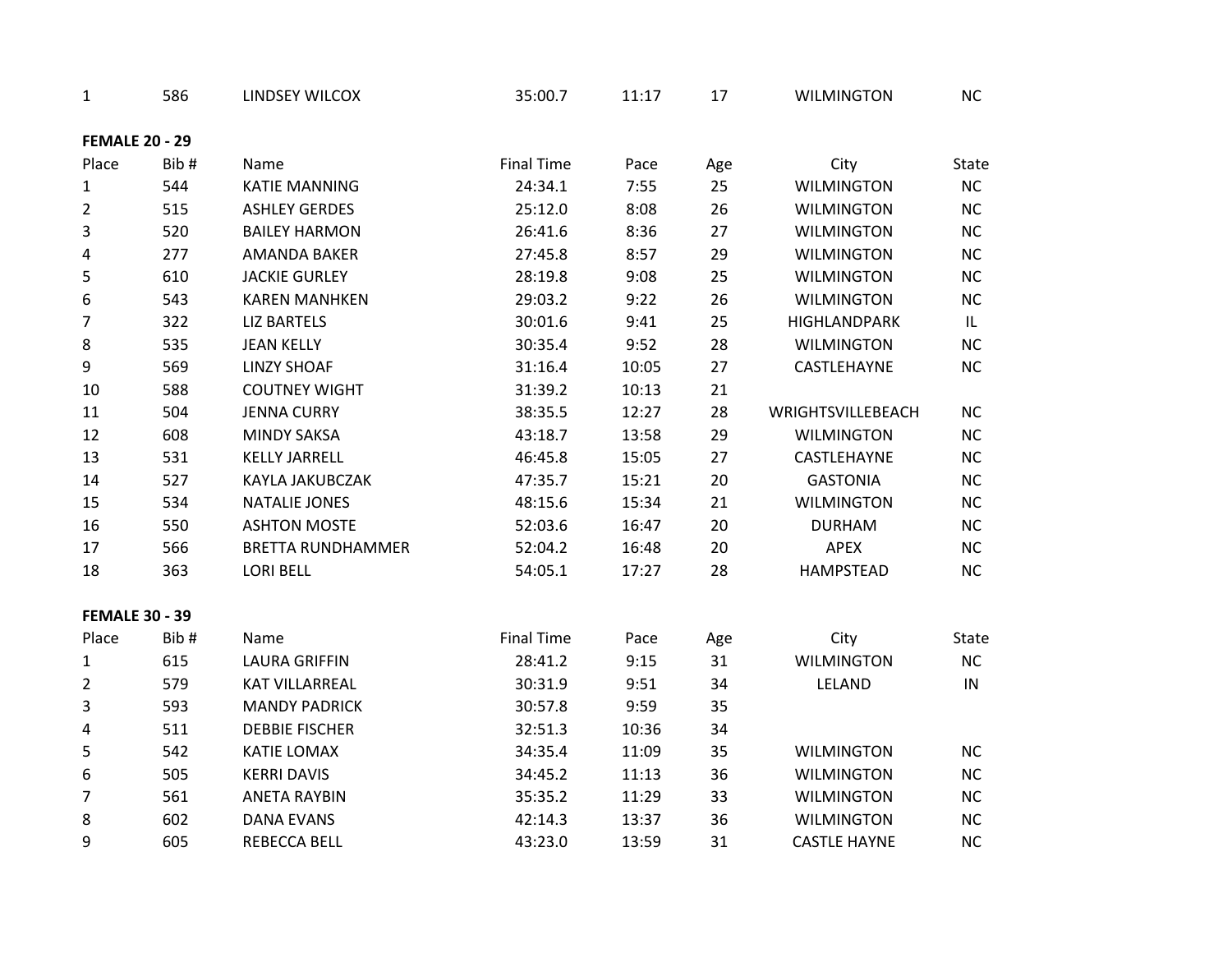| 1 | 586 | LINDSEY WILCOX | 35:00.7 | 11:17 | 17 | WILMINGTON | NC |
|---|---|---|---|---|---|---|---|

**FEMALE 20 - 29**

| Place | Bib # | Name | Final Time | Pace | Age | City | State |
|---|---|---|---|---|---|---|---|
| 1 | 544 | KATIE MANNING | 24:34.1 | 7:55 | 25 | WILMINGTON | NC |
| 2 | 515 | ASHLEY GERDES | 25:12.0 | 8:08 | 26 | WILMINGTON | NC |
| 3 | 520 | BAILEY HARMON | 26:41.6 | 8:36 | 27 | WILMINGTON | NC |
| 4 | 277 | AMANDA BAKER | 27:45.8 | 8:57 | 29 | WILMINGTON | NC |
| 5 | 610 | JACKIE GURLEY | 28:19.8 | 9:08 | 25 | WILMINGTON | NC |
| 6 | 543 | KAREN MANHKEN | 29:03.2 | 9:22 | 26 | WILMINGTON | NC |
| 7 | 322 | LIZ BARTELS | 30:01.6 | 9:41 | 25 | HIGHLANDPARK | IL |
| 8 | 535 | JEAN KELLY | 30:35.4 | 9:52 | 28 | WILMINGTON | NC |
| 9 | 569 | LINZY SHOAF | 31:16.4 | 10:05 | 27 | CASTLEHAYNE | NC |
| 10 | 588 | COUTNEY WIGHT | 31:39.2 | 10:13 | 21 | | |
| 11 | 504 | JENNA CURRY | 38:35.5 | 12:27 | 28 | WRIGHTSVILLEBEACH | NC |
| 12 | 608 | MINDY SAKSA | 43:18.7 | 13:58 | 29 | WILMINGTON | NC |
| 13 | 531 | KELLY JARRELL | 46:45.8 | 15:05 | 27 | CASTLEHAYNE | NC |
| 14 | 527 | KAYLA JAKUBCZAK | 47:35.7 | 15:21 | 20 | GASTONIA | NC |
| 15 | 534 | NATALIE JONES | 48:15.6 | 15:34 | 21 | WILMINGTON | NC |
| 16 | 550 | ASHTON MOSTE | 52:03.6 | 16:47 | 20 | DURHAM | NC |
| 17 | 566 | BRETTA RUNDHAMMER | 52:04.2 | 16:48 | 20 | APEX | NC |
| 18 | 363 | LORI BELL | 54:05.1 | 17:27 | 28 | HAMPSTEAD | NC |

**FEMALE 30 - 39**

| Place | Bib # | Name | Final Time | Pace | Age | City | State |
|---|---|---|---|---|---|---|---|
| 1 | 615 | LAURA GRIFFIN | 28:41.2 | 9:15 | 31 | WILMINGTON | NC |
| 2 | 579 | KAT VILLARREAL | 30:31.9 | 9:51 | 34 | LELAND | IN |
| 3 | 593 | MANDY PADRICK | 30:57.8 | 9:59 | 35 | | |
| 4 | 511 | DEBBIE FISCHER | 32:51.3 | 10:36 | 34 | | |
| 5 | 542 | KATIE LOMAX | 34:35.4 | 11:09 | 35 | WILMINGTON | NC |
| 6 | 505 | KERRI DAVIS | 34:45.2 | 11:13 | 36 | WILMINGTON | NC |
| 7 | 561 | ANETA RAYBIN | 35:35.2 | 11:29 | 33 | WILMINGTON | NC |
| 8 | 602 | DANA EVANS | 42:14.3 | 13:37 | 36 | WILMINGTON | NC |
| 9 | 605 | REBECCA BELL | 43:23.0 | 13:59 | 31 | CASTLE HAYNE | NC |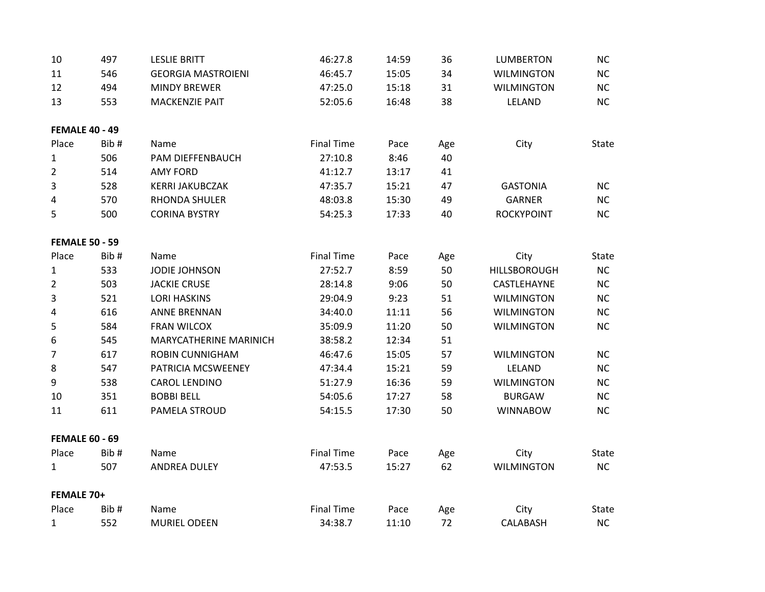| Place | Bib # | Name | Final Time | Pace | Age | City | State |
|---|---|---|---|---|---|---|---|
| 10 | 497 | LESLIE BRITT | 46:27.8 | 14:59 | 36 | LUMBERTON | NC |
| 11 | 546 | GEORGIA MASTROIENI | 46:45.7 | 15:05 | 34 | WILMINGTON | NC |
| 12 | 494 | MINDY BREWER | 47:25.0 | 15:18 | 31 | WILMINGTON | NC |
| 13 | 553 | MACKENZIE PAIT | 52:05.6 | 16:48 | 38 | LELAND | NC |

**FEMALE 40 - 49**

| Place | Bib # | Name | Final Time | Pace | Age | City | State |
|---|---|---|---|---|---|---|---|
| 1 | 506 | PAM DIEFFENBAUCH | 27:10.8 | 8:46 | 40 | | |
| 2 | 514 | AMY FORD | 41:12.7 | 13:17 | 41 | | |
| 3 | 528 | KERRI JAKUBCZAK | 47:35.7 | 15:21 | 47 | GASTONIA | NC |
| 4 | 570 | RHONDA SHULER | 48:03.8 | 15:30 | 49 | GARNER | NC |
| 5 | 500 | CORINA BYSTRY | 54:25.3 | 17:33 | 40 | ROCKYPOINT | NC |

**FEMALE 50 - 59**

| Place | Bib # | Name | Final Time | Pace | Age | City | State |
|---|---|---|---|---|---|---|---|
| 1 | 533 | JODIE JOHNSON | 27:52.7 | 8:59 | 50 | HILLSBOROUGH | NC |
| 2 | 503 | JACKIE CRUSE | 28:14.8 | 9:06 | 50 | CASTLEHAYNE | NC |
| 3 | 521 | LORI HASKINS | 29:04.9 | 9:23 | 51 | WILMINGTON | NC |
| 4 | 616 | ANNE BRENNAN | 34:40.0 | 11:11 | 56 | WILMINGTON | NC |
| 5 | 584 | FRAN WILCOX | 35:09.9 | 11:20 | 50 | WILMINGTON | NC |
| 6 | 545 | MARYCATHERINE MARINICH | 38:58.2 | 12:34 | 51 | | |
| 7 | 617 | ROBIN CUNNIGHAM | 46:47.6 | 15:05 | 57 | WILMINGTON | NC |
| 8 | 547 | PATRICIA MCSWEENEY | 47:34.4 | 15:21 | 59 | LELAND | NC |
| 9 | 538 | CAROL LENDINO | 51:27.9 | 16:36 | 59 | WILMINGTON | NC |
| 10 | 351 | BOBBI BELL | 54:05.6 | 17:27 | 58 | BURGAW | NC |
| 11 | 611 | PAMELA STROUD | 54:15.5 | 17:30 | 50 | WINNABOW | NC |

**FEMALE 60 - 69**

| Place | Bib # | Name | Final Time | Pace | Age | City | State |
|---|---|---|---|---|---|---|---|
| 1 | 507 | ANDREA DULEY | 47:53.5 | 15:27 | 62 | WILMINGTON | NC |

**FEMALE 70+**

| Place | Bib # | Name | Final Time | Pace | Age | City | State |
|---|---|---|---|---|---|---|---|
| 1 | 552 | MURIEL ODEEN | 34:38.7 | 11:10 | 72 | CALABASH | NC |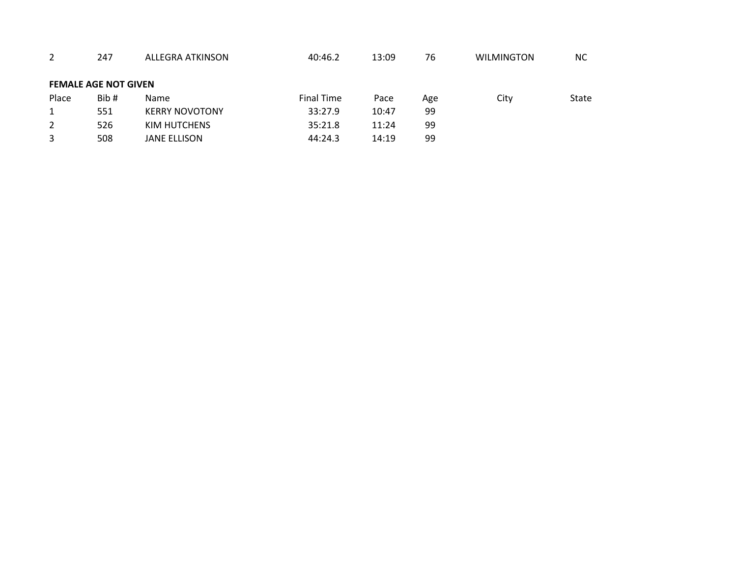| | | | | | | | |
|---|---|---|---|---|---|---|---|
| 2 | 247 | ALLEGRA ATKINSON | 40:46.2 | 13:09 | 76 | WILMINGTON | NC |

**FEMALE AGE NOT GIVEN**

| Place | Bib # | Name | Final Time | Pace | Age | City | State |
|---|---|---|---|---|---|---|---|
| 1 | 551 | KERRY NOVOTONY | 33:27.9 | 10:47 | 99 | | |
| 2 | 526 | KIM HUTCHENS | 35:21.8 | 11:24 | 99 | | |
| 3 | 508 | JANE ELLISON | 44:24.3 | 14:19 | 99 | | |